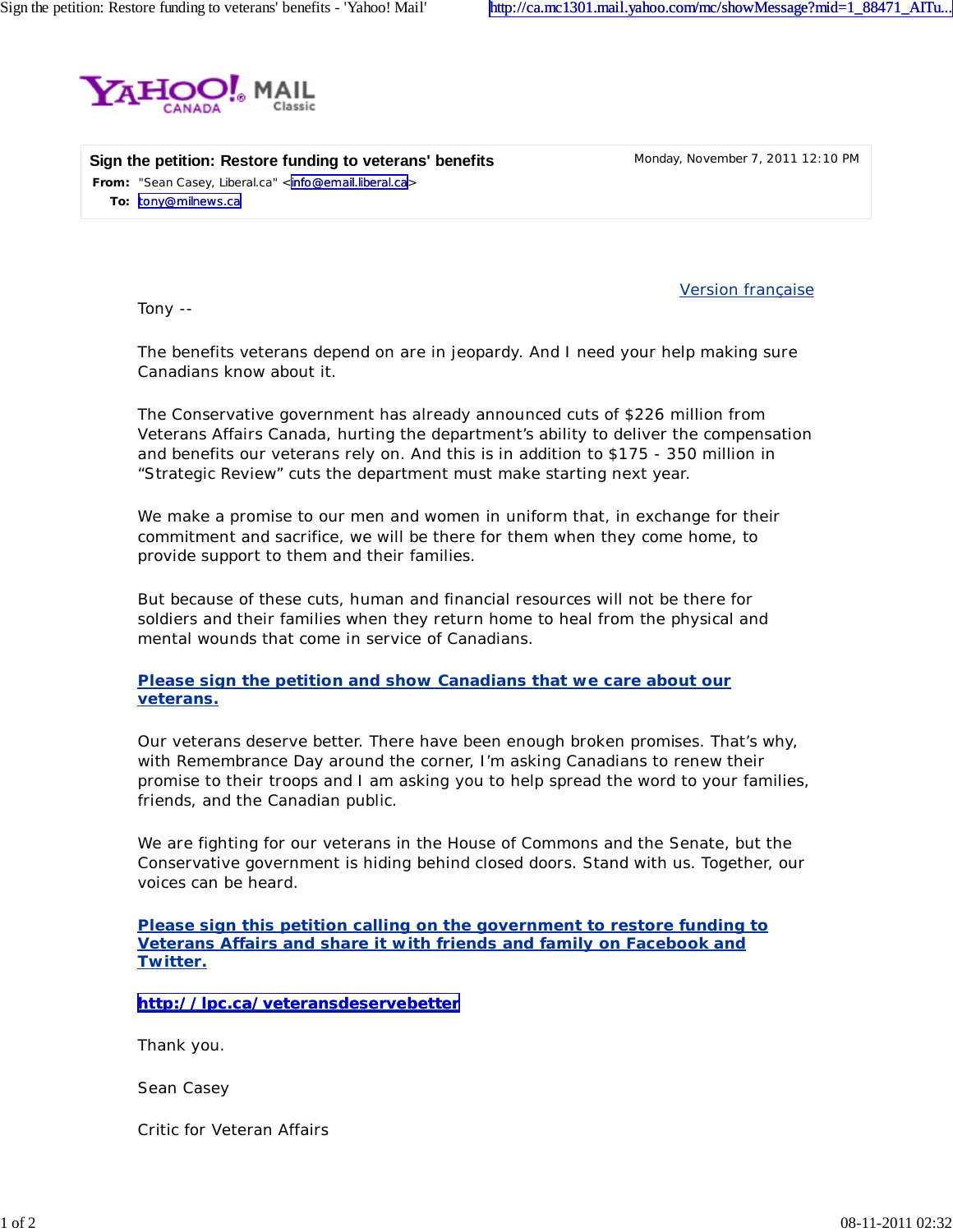## Sign the petition: Restore funding to veterans' benefits

Monday, November 7, 2011 12:10 PM

**From:** "Sean Casey, Liberal.ca" <info@email.liberal.ca>

**To:** tony@milnews.ca

Version française

Tony --

The benefits veterans depend on are in jeopardy. And I need your help making sure Canadians know about it.

The Conservative government has already announced cuts of $226 million from Veterans Affairs Canada, hurting the department's ability to deliver the compensation and benefits our veterans rely on. And this is in addition to $175 - 350 million in "Strategic Review" cuts the department must make starting next year.

We make a promise to our men and women in uniform that, in exchange for their commitment and sacrifice, we will be there for them when they come home, to provide support to them and their families.

But because of these cuts, human and financial resources will not be there for soldiers and their families when they return home to heal from the physical and mental wounds that come in service of Canadians.

**Please sign the petition and show Canadians that we care about our veterans.**

Our veterans deserve better. There have been enough broken promises. That's why, with Remembrance Day around the corner, I'm asking Canadians to renew their promise to their troops and I am asking you to help spread the word to your families, friends, and the Canadian public.

We are fighting for our veterans in the House of Commons and the Senate, but the Conservative government is hiding behind closed doors. Stand with us. Together, our voices can be heard.

**Please sign this petition calling on the government to restore funding to Veterans Affairs and share it with friends and family on Facebook and Twitter.**

**http://lpc.ca/veteransdeservebetter**

Thank you.

Sean Casey

Critic for Veteran Affairs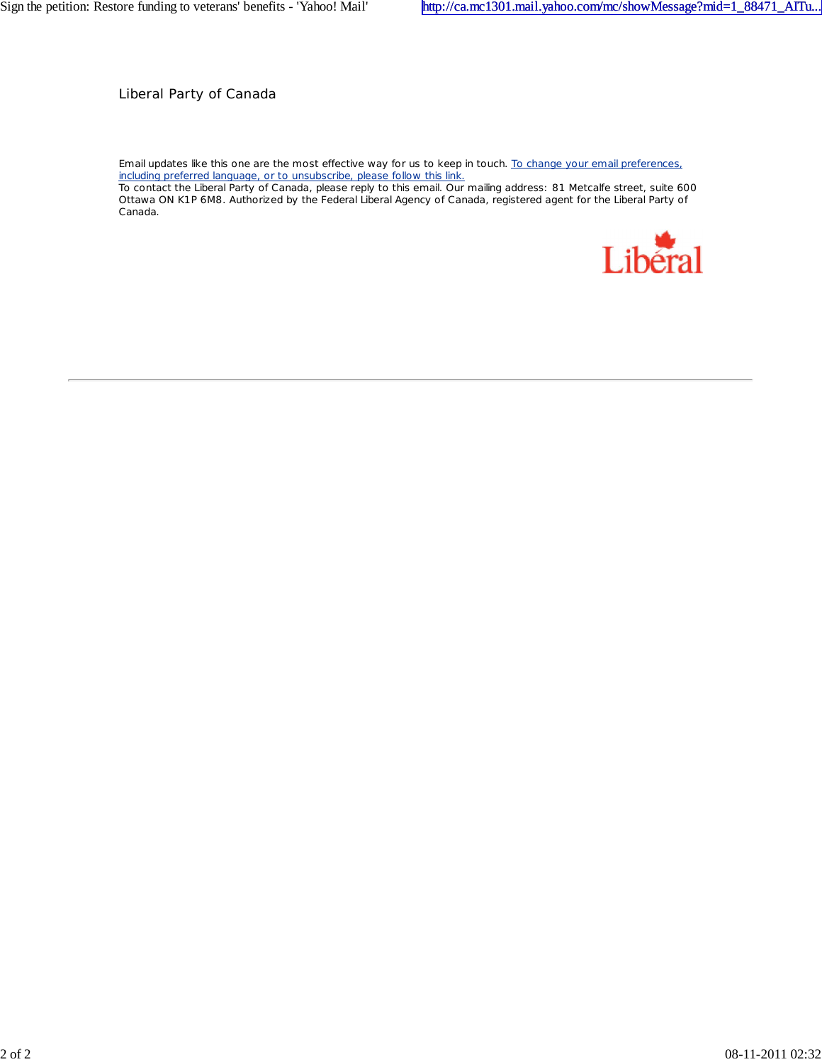Liberal Party of Canada

Email updates like this one are the most effective way for us to keep in touch. To change your email preferences, including preferred language, or to unsubscribe, please follow this link.
To contact the Liberal Party of Canada, please reply to this email. Our mailing address: 81 Metcalfe street, suite 600 Ottawa ON K1P 6M8. Authorized by the Federal Liberal Agency of Canada, registered agent for the Liberal Party of Canada.

Libéral